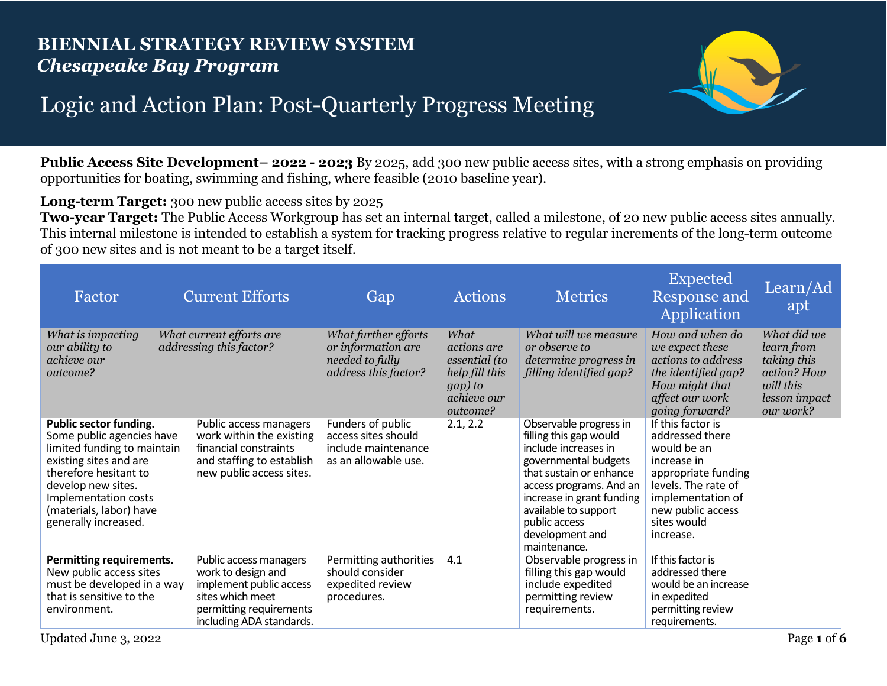# BIENNIAL STRATEGY REVIEW SYSTEM
## *Chesapeake Bay Program*

# Logic and Action Plan: Post-Quarterly Progress Meeting

**Public Access Site Development– 2022 - 2023** By 2025, add 300 new public access sites, with a strong emphasis on providing opportunities for boating, swimming and fishing, where feasible (2010 baseline year).

**Long-term Target:** 300 new public access sites by 2025
**Two-year Target:** The Public Access Workgroup has set an internal target, called a milestone, of 20 new public access sites annually. This internal milestone is intended to establish a system for tracking progress relative to regular increments of the long-term outcome of 300 new sites and is not meant to be a target itself.

| Factor | Current Efforts | Gap | Actions | Metrics | Expected Response and Application | Learn/Adapt |
|---|---|---|---|---|---|---|
| *What is impacting our ability to achieve our outcome?* | *What current efforts are addressing this factor?* | *What further efforts or information are needed to fully address this factor?* | *What actions are essential (to help fill this gap) to achieve our outcome?* | *What will we measure or observe to determine progress in filling identified gap?* | *How and when do we expect these actions to address the identified gap? How might that affect our work going forward?* | *What did we learn from taking this action? How will this lesson impact our work?* |
| **Public sector funding.** Some public agencies have limited funding to maintain existing sites and are therefore hesitant to develop new sites. Implementation costs (materials, labor) have generally increased. | Public access managers work within the existing financial constraints and staffing to establish new public access sites. | Funders of public access sites should include maintenance as an allowable use. | 2.1, 2.2 | Observable progress in filling this gap would include increases in governmental budgets that sustain or enhance access programs. And an increase in grant funding available to support public access development and maintenance. | If this factor is addressed there would be an increase in appropriate funding levels. The rate of implementation of new public access sites would increase. | |
| **Permitting requirements.** New public access sites must be developed in a way that is sensitive to the environment. | Public access managers work to design and implement public access sites which meet permitting requirements including ADA standards. | Permitting authorities should consider expedited review procedures. | 4.1 | Observable progress in filling this gap would include expedited permitting review requirements. | If this factor is addressed there would be an increase in expedited permitting review requirements. | |

Updated June 3, 2022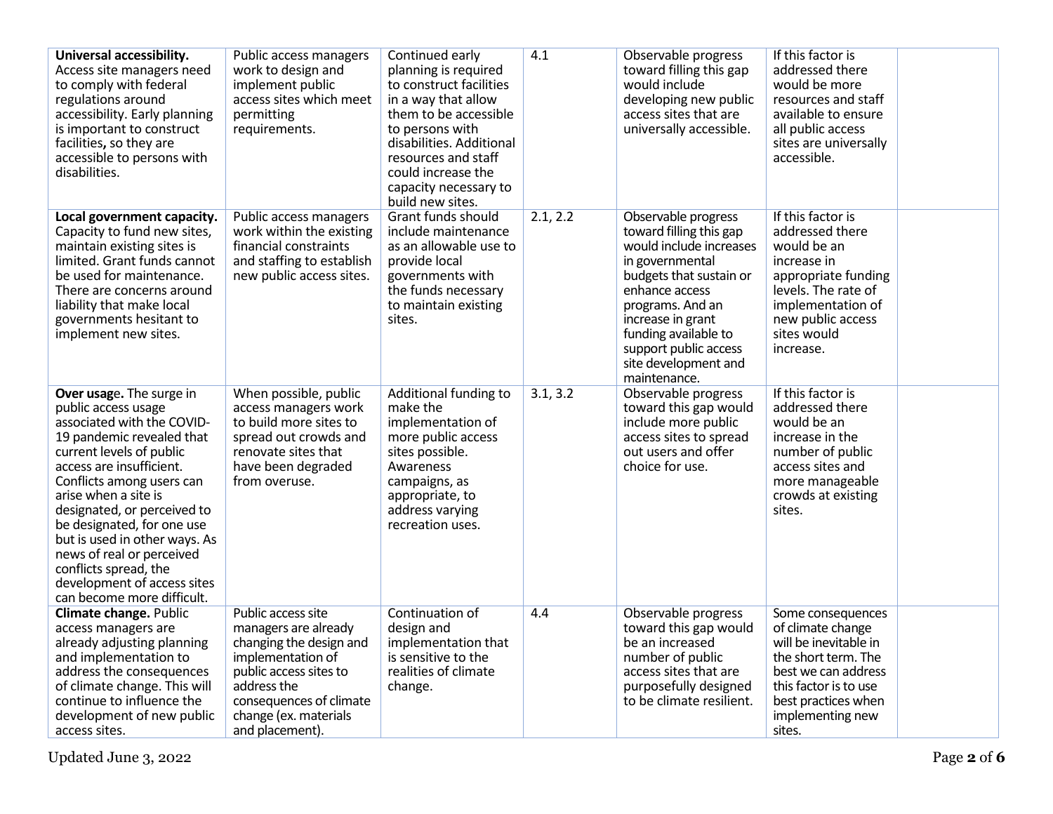| | | | | | | |
|---|---|---|---|---|---|---|
| **Universal accessibility.** Access site managers need to comply with federal regulations around accessibility. Early planning is important to construct facilities**,** so they are accessible to persons with disabilities. | Public access managers work to design and implement public access sites which meet permitting requirements. | Continued early planning is required to construct facilities in a way that allow them to be accessible to persons with disabilities. Additional resources and staff could increase the capacity necessary to build new sites. | 4.1 | Observable progress toward filling this gap would include developing new public access sites that are universally accessible. | If this factor is addressed there would be more resources and staff available to ensure all public access sites are universally accessible. | |
| **Local government capacity.** Capacity to fund new sites, maintain existing sites is limited. Grant funds cannot be used for maintenance. There are concerns around liability that make local governments hesitant to implement new sites. | Public access managers work within the existing financial constraints and staffing to establish new public access sites. | Grant funds should include maintenance as an allowable use to provide local governments with the funds necessary to maintain existing sites. | 2.1, 2.2 | Observable progress toward filling this gap would include increases in governmental budgets that sustain or enhance access programs. And an increase in grant funding available to support public access site development and maintenance. | If this factor is addressed there would be an increase in appropriate funding levels. The rate of implementation of new public access sites would increase. | |
| **Over usage.** The surge in public access usage associated with the COVID-19 pandemic revealed that current levels of public access are insufficient. Conflicts among users can arise when a site is designated, or perceived to be designated, for one use but is used in other ways. As news of real or perceived conflicts spread, the development of access sites can become more difficult. | When possible, public access managers work to build more sites to spread out crowds and renovate sites that have been degraded from overuse. | Additional funding to make the implementation of more public access sites possible. Awareness campaigns, as appropriate, to address varying recreation uses. | 3.1, 3.2 | Observable progress toward this gap would include more public access sites to spread out users and offer choice for use. | If this factor is addressed there would be an increase in the number of public access sites and more manageable crowds at existing sites. | |
| **Climate change.** Public access managers are already adjusting planning and implementation to address the consequences of climate change. This will continue to influence the development of new public access sites. | Public access site managers are already changing the design and implementation of public access sites to address the consequences of climate change (ex. materials and placement). | Continuation of design and implementation that is sensitive to the realities of climate change. | 4.4 | Observable progress toward this gap would be an increased number of public access sites that are purposefully designed to be climate resilient. | Some consequences of climate change will be inevitable in the short term. The best we can address this factor is to use best practices when implementing new sites. | |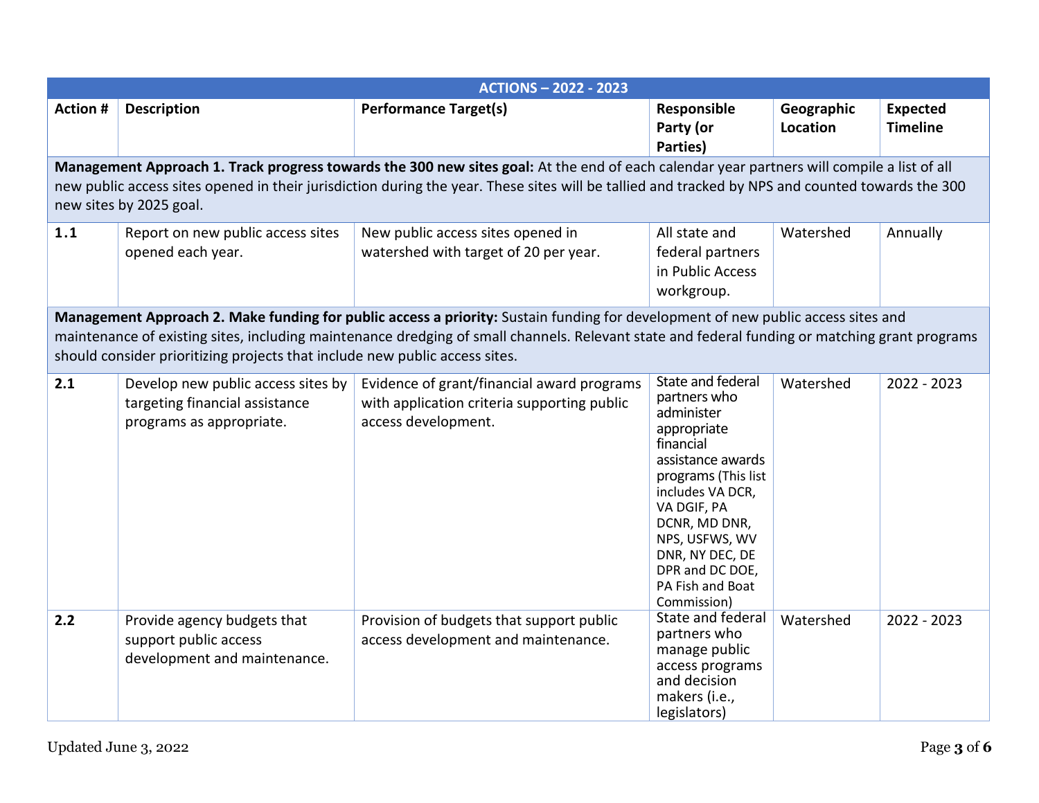| ACTIONS – 2022 - 2023 | | | | | |
|---|---|---|---|---|---|
| **Action #** | **Description** | **Performance Target(s)** | **Responsible Party (or Parties)** | **Geographic Location** | **Expected Timeline** |
| **Management Approach 1. Track progress towards the 300 new sites goal:** At the end of each calendar year partners will compile a list of all new public access sites opened in their jurisdiction during the year. These sites will be tallied and tracked by NPS and counted towards the 300 new sites by 2025 goal. | | | | | |
| **1.1** | Report on new public access sites opened each year. | New public access sites opened in watershed with target of 20 per year. | All state and federal partners in Public Access workgroup. | Watershed | Annually |
| **Management Approach 2. Make funding for public access a priority:** Sustain funding for development of new public access sites and maintenance of existing sites, including maintenance dredging of small channels. Relevant state and federal funding or matching grant programs should consider prioritizing projects that include new public access sites. | | | | | |
| **2.1** | Develop new public access sites by targeting financial assistance programs as appropriate. | Evidence of grant/financial award programs with application criteria supporting public access development. | State and federal partners who administer appropriate financial assistance awards programs (This list includes VA DCR, VA DGIF, PA DCNR, MD DNR, NPS, USFWS, WV DNR, NY DEC, DE DPR and DC DOE, PA Fish and Boat Commission) | Watershed | 2022 - 2023 |
| **2.2** | Provide agency budgets that support public access development and maintenance. | Provision of budgets that support public access development and maintenance. | State and federal partners who manage public access programs and decision makers (i.e., legislators) | Watershed | 2022 - 2023 |

Updated June 3, 2022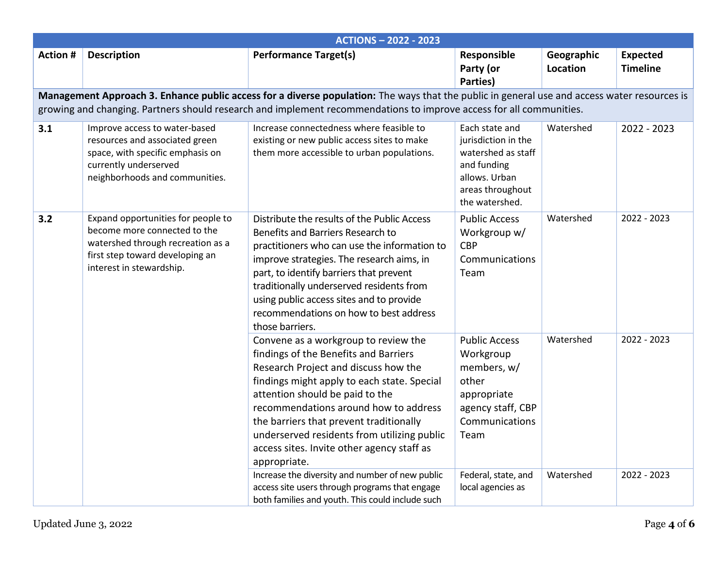| ACTIONS – 2022 - 2023 | | | | | |
|---|---|---|---|---|---|
| **Action #** | **Description** | **Performance Target(s)** | **Responsible Party (or Parties)** | **Geographic Location** | **Expected Timeline** |
| **Management Approach 3. Enhance public access for a diverse population:** The ways that the public in general use and access water resources is growing and changing. Partners should research and implement recommendations to improve access for all communities. | | | | | |
| **3.1** | Improve access to water-based resources and associated green space, with specific emphasis on currently underserved neighborhoods and communities. | Increase connectedness where feasible to existing or new public access sites to make them more accessible to urban populations. | Each state and jurisdiction in the watershed as staff and funding allows. Urban areas throughout the watershed. | Watershed | 2022 - 2023 |
| **3.2** | Expand opportunities for people to become more connected to the watershed through recreation as a first step toward developing an interest in stewardship. | Distribute the results of the Public Access Benefits and Barriers Research to practitioners who can use the information to improve strategies. The research aims, in part, to identify barriers that prevent traditionally underserved residents from using public access sites and to provide recommendations on how to best address those barriers. | Public Access Workgroup w/ CBP Communications Team | Watershed | 2022 - 2023 |
| | | Convene as a workgroup to review the findings of the Benefits and Barriers Research Project and discuss how the findings might apply to each state. Special attention should be paid to the recommendations around how to address the barriers that prevent traditionally underserved residents from utilizing public access sites. Invite other agency staff as appropriate. | Public Access Workgroup members, w/ other appropriate agency staff, CBP Communications Team | Watershed | 2022 - 2023 |
| | | Increase the diversity and number of new public access site users through programs that engage both families and youth. This could include such | Federal, state, and local agencies as | Watershed | 2022 - 2023 |

Updated June 3, 2022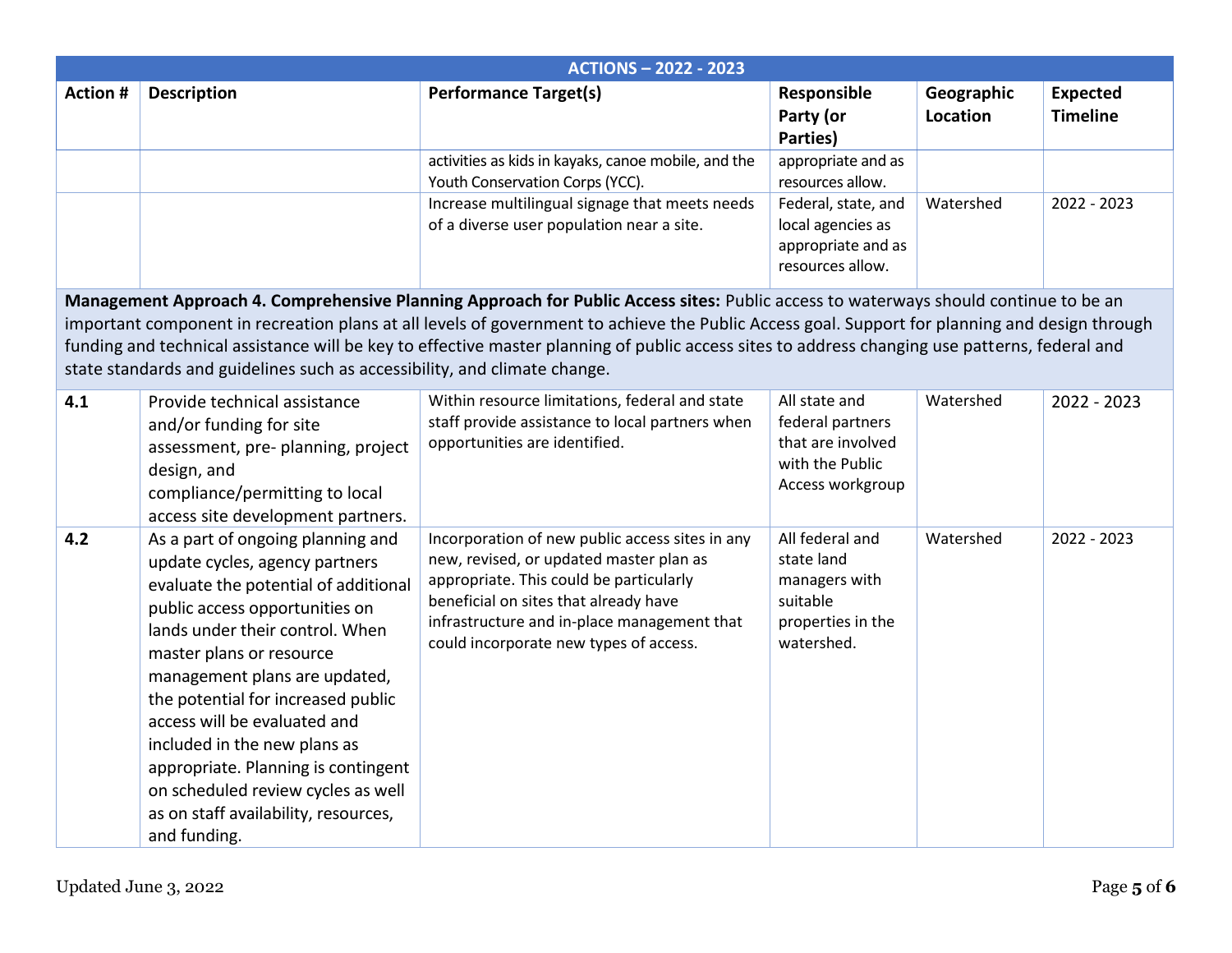| ACTIONS – 2022 - 2023 | | | | | |
|---|---|---|---|---|---|
| **Action #** | **Description** | **Performance Target(s)** | **Responsible Party (or Parties)** | **Geographic Location** | **Expected Timeline** |
| | | activities as kids in kayaks, canoe mobile, and the Youth Conservation Corps (YCC). | appropriate and as resources allow. | | |
| | | Increase multilingual signage that meets needs of a diverse user population near a site. | Federal, state, and local agencies as appropriate and as resources allow. | Watershed | 2022 - 2023 |
| **Management Approach 4. Comprehensive Planning Approach for Public Access sites:** Public access to waterways should continue to be an important component in recreation plans at all levels of government to achieve the Public Access goal. Support for planning and design through funding and technical assistance will be key to effective master planning of public access sites to address changing use patterns, federal and state standards and guidelines such as accessibility, and climate change. | | | | | |
| **4.1** | Provide technical assistance and/or funding for site assessment, pre- planning, project design, and compliance/permitting to local access site development partners. | Within resource limitations, federal and state staff provide assistance to local partners when opportunities are identified. | All state and federal partners that are involved with the Public Access workgroup | Watershed | 2022 - 2023 |
| **4.2** | As a part of ongoing planning and update cycles, agency partners evaluate the potential of additional public access opportunities on lands under their control. When master plans or resource management plans are updated, the potential for increased public access will be evaluated and included in the new plans as appropriate. Planning is contingent on scheduled review cycles as well as on staff availability, resources, and funding. | Incorporation of new public access sites in any new, revised, or updated master plan as appropriate. This could be particularly beneficial on sites that already have infrastructure and in-place management that could incorporate new types of access. | All federal and state land managers with suitable properties in the watershed. | Watershed | 2022 - 2023 |

Updated June 3, 2022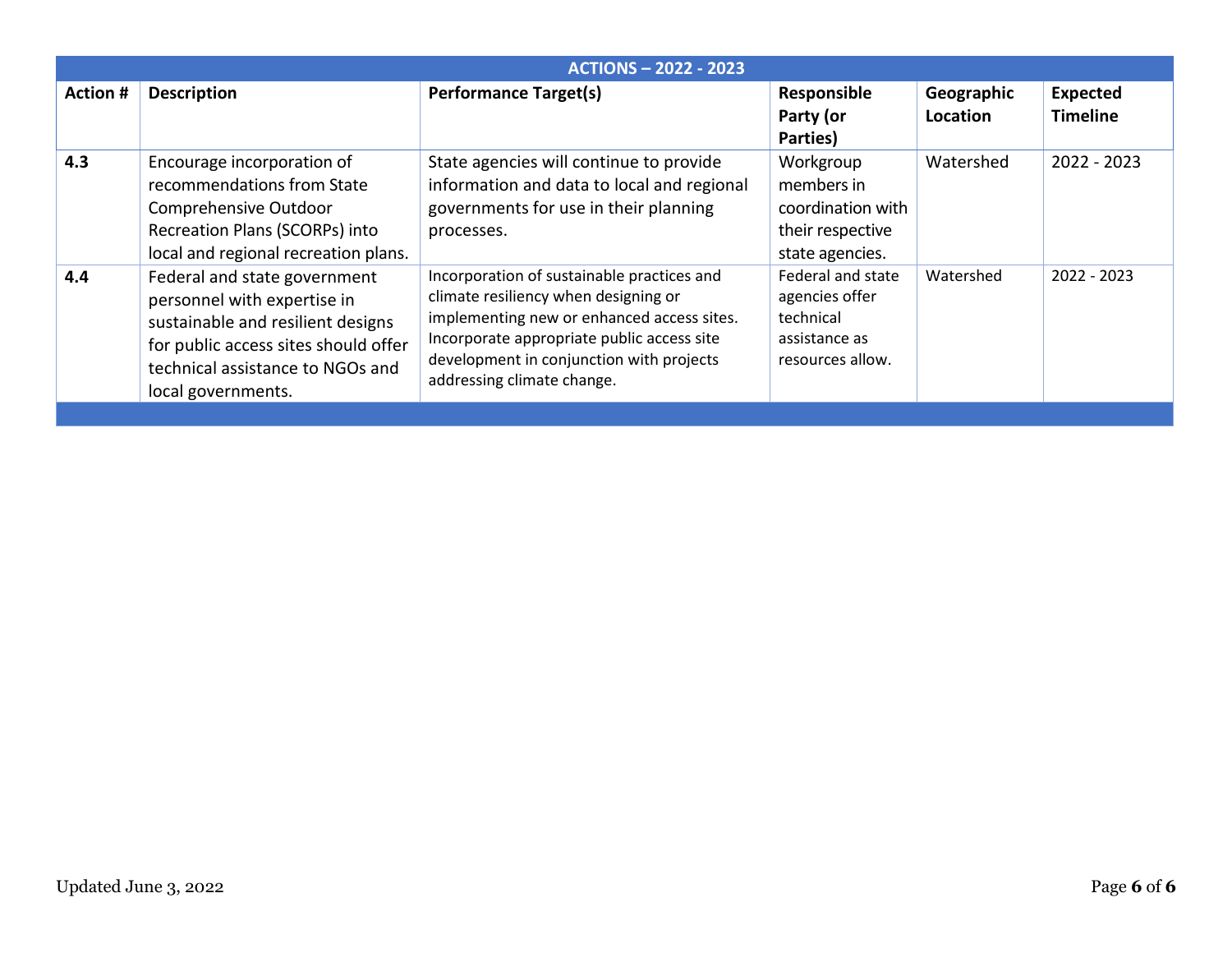| ACTIONS – 2022 - 2023 | | | | | |
|---|---|---|---|---|---|
| **Action #** | **Description** | **Performance Target(s)** | **Responsible Party (or Parties)** | **Geographic Location** | **Expected Timeline** |
| **4.3** | Encourage incorporation of recommendations from State Comprehensive Outdoor Recreation Plans (SCORPs) into local and regional recreation plans. | State agencies will continue to provide information and data to local and regional governments for use in their planning processes. | Workgroup members in coordination with their respective state agencies. | Watershed | 2022 - 2023 |
| **4.4** | Federal and state government personnel with expertise in sustainable and resilient designs for public access sites should offer technical assistance to NGOs and local governments. | Incorporation of sustainable practices and climate resiliency when designing or implementing new or enhanced access sites. Incorporate appropriate public access site development in conjunction with projects addressing climate change. | Federal and state agencies offer technical assistance as resources allow. | Watershed | 2022 - 2023 |

Updated June 3, 2022